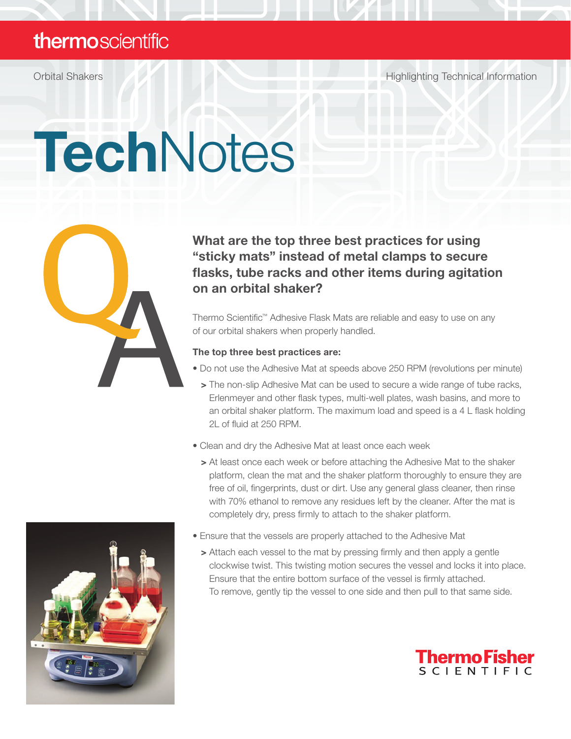thermoscientific

Orbital Shakers

Highlighting Technical Information

# TechNotes

## What are the top three best practices for using "sticky mats" instead of metal clamps to secure flasks, tube racks and other items during agitation on an orbital shaker?

Thermo Scientific™ Adhesive Flask Mats are reliable and easy to use on any of our orbital shakers when properly handled.

**The top three best practices are:**

- Do not use the Adhesive Mat at speeds above 250 RPM (revolutions per minute)
  - > The non-slip Adhesive Mat can be used to secure a wide range of tube racks, Erlenmeyer and other flask types, multi-well plates, wash basins, and more to an orbital shaker platform. The maximum load and speed is a 4 L flask holding 2L of fluid at 250 RPM.
- Clean and dry the Adhesive Mat at least once each week
  - > At least once each week or before attaching the Adhesive Mat to the shaker platform, clean the mat and the shaker platform thoroughly to ensure they are free of oil, fingerprints, dust or dirt. Use any general glass cleaner, then rinse with 70% ethanol to remove any residues left by the cleaner. After the mat is completely dry, press firmly to attach to the shaker platform.
- Ensure that the vessels are properly attached to the Adhesive Mat
  - > Attach each vessel to the mat by pressing firmly and then apply a gentle clockwise twist. This twisting motion secures the vessel and locks it into place. Ensure that the entire bottom surface of the vessel is firmly attached. To remove, gently tip the vessel to one side and then pull to that same side.

ThermoFisher SCIENTIFIC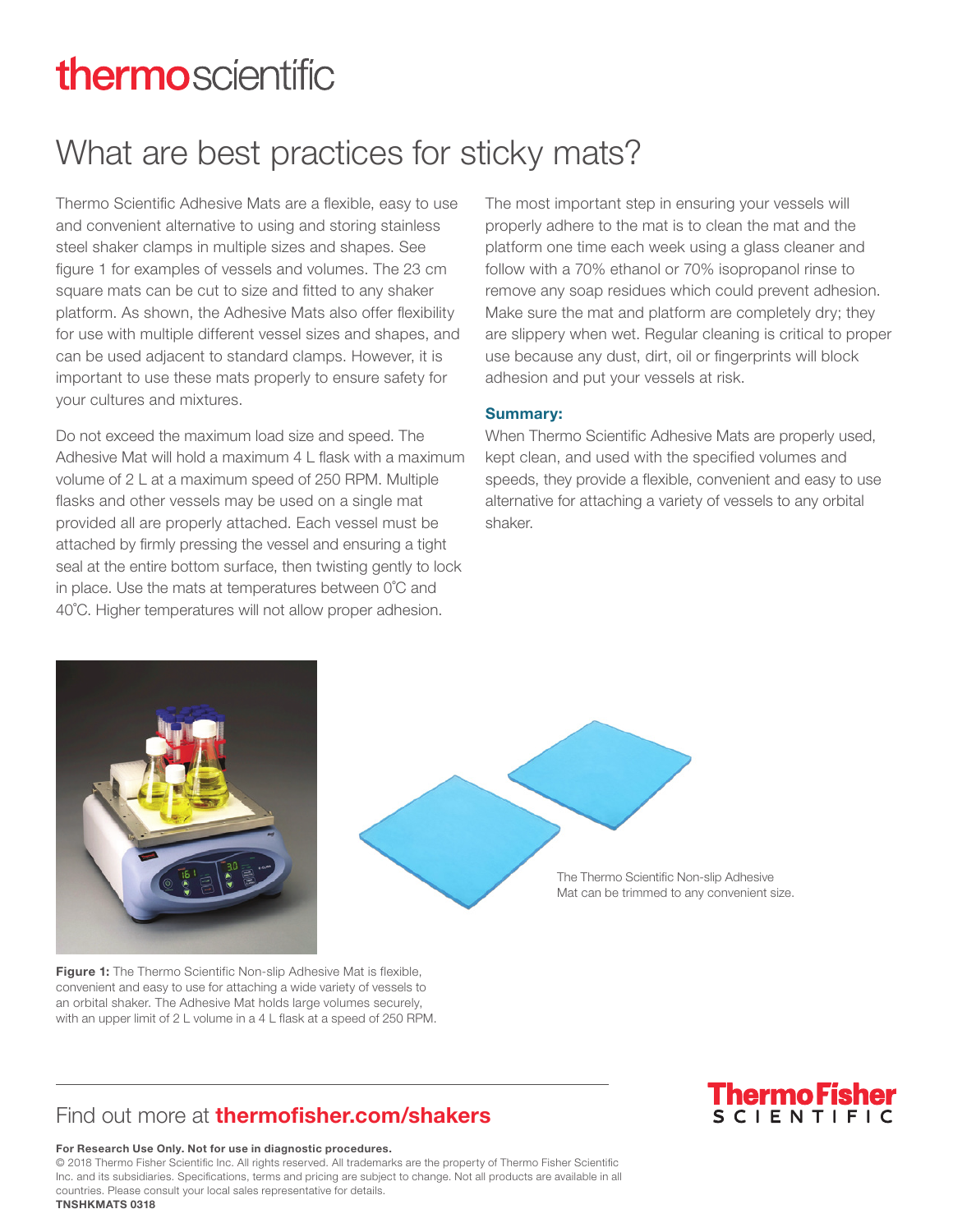thermoscientific

# What are best practices for sticky mats?

Thermo Scientific Adhesive Mats are a flexible, easy to use and convenient alternative to using and storing stainless steel shaker clamps in multiple sizes and shapes. See figure 1 for examples of vessels and volumes. The 23 cm square mats can be cut to size and fitted to any shaker platform. As shown, the Adhesive Mats also offer flexibility for use with multiple different vessel sizes and shapes, and can be used adjacent to standard clamps. However, it is important to use these mats properly to ensure safety for your cultures and mixtures.

Do not exceed the maximum load size and speed. The Adhesive Mat will hold a maximum 4 L flask with a maximum volume of 2 L at a maximum speed of 250 RPM. Multiple flasks and other vessels may be used on a single mat provided all are properly attached. Each vessel must be attached by firmly pressing the vessel and ensuring a tight seal at the entire bottom surface, then twisting gently to lock in place. Use the mats at temperatures between 0˚C and 40˚C. Higher temperatures will not allow proper adhesion.

The most important step in ensuring your vessels will properly adhere to the mat is to clean the mat and the platform one time each week using a glass cleaner and follow with a 70% ethanol or 70% isopropanol rinse to remove any soap residues which could prevent adhesion. Make sure the mat and platform are completely dry; they are slippery when wet. Regular cleaning is critical to proper use because any dust, dirt, oil or fingerprints will block adhesion and put your vessels at risk.

**Summary:**

When Thermo Scientific Adhesive Mats are properly used, kept clean, and used with the specified volumes and speeds, they provide a flexible, convenient and easy to use alternative for attaching a variety of vessels to any orbital shaker.

The Thermo Scientific Non-slip Adhesive Mat can be trimmed to any convenient size.

**Figure 1:** The Thermo Scientific Non-slip Adhesive Mat is flexible, convenient and easy to use for attaching a wide variety of vessels to an orbital shaker. The Adhesive Mat holds large volumes securely, with an upper limit of 2 L volume in a 4 L flask at a speed of 250 RPM.

Find out more at **thermofisher.com/shakers**

ThermoFisher SCIENTIFIC

**For Research Use Only. Not for use in diagnostic procedures.**

© 2018 Thermo Fisher Scientific Inc. All rights reserved. All trademarks are the property of Thermo Fisher Scientific Inc. and its subsidiaries. Specifications, terms and pricing are subject to change. Not all products are available in all countries. Please consult your local sales representative for details.

**TNSHKMATS 0318**